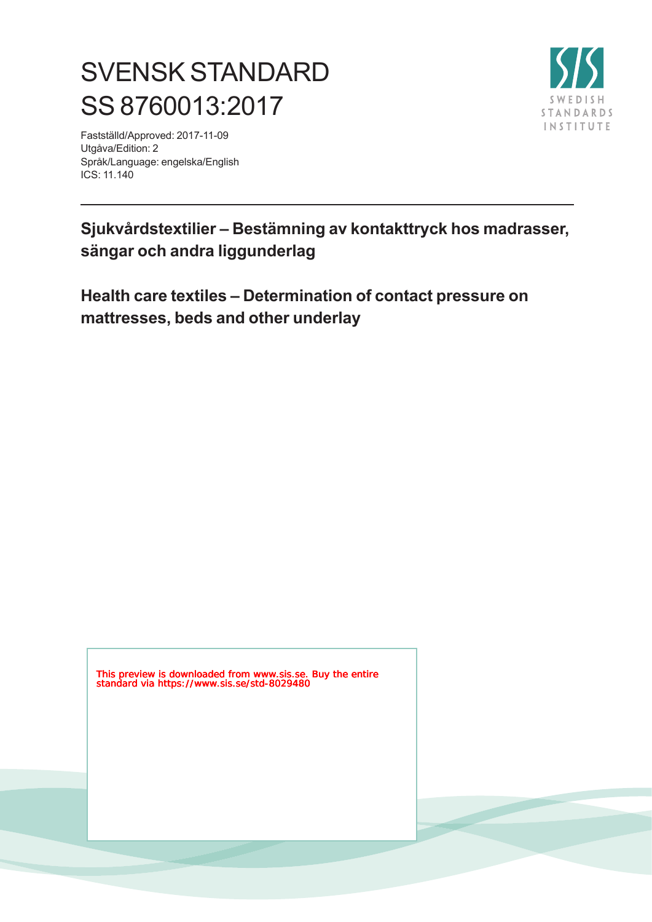# SVENSK STANDARD
# SS 8760013:2017

Fastställd/Approved: 2017-11-09
Utgåva/Edition: 2
Språk/Language: engelska/English
ICS: 11.140

SWEDISH STANDARDS INSTITUTE

## Sjukvårdstextilier – Bestämning av kontakttryck hos madrasser, sängar och andra liggunderlag

## Health care textiles – Determination of contact pressure on mattresses, beds and other underlay

This preview is downloaded from www.sis.se. Buy the entire standard via https://www.sis.se/std-8029480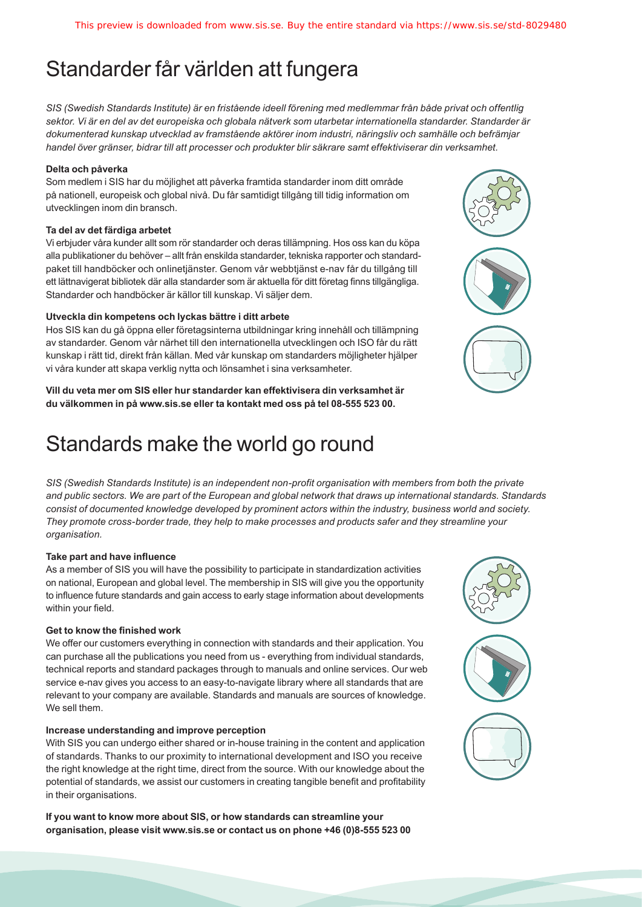# Standarder får världen att fungera

*SIS (Swedish Standards Institute) är en fristående ideell förening med medlemmar från både privat och offentlig sektor. Vi är en del av det europeiska och globala nätverk som utarbetar internationella standarder. Standarder är dokumenterad kunskap utvecklad av framstående aktörer inom industri, näringsliv och samhälle och befrämjar handel över gränser, bidrar till att processer och produkter blir säkrare samt effektiviserar din verksamhet.*

**Delta och påverka**

Som medlem i SIS har du möjlighet att påverka framtida standarder inom ditt område på nationell, europeisk och global nivå. Du får samtidigt tillgång till tidig information om utvecklingen inom din bransch.

**Ta del av det färdiga arbetet**

Vi erbjuder våra kunder allt som rör standarder och deras tillämpning. Hos oss kan du köpa alla publikationer du behöver – allt från enskilda standarder, tekniska rapporter och standardpaket till handböcker och onlinetjänster. Genom vår webbtjänst e-nav får du tillgång till ett lättnavigerat bibliotek där alla standarder som är aktuella för ditt företag finns tillgängliga. Standarder och handböcker är källor till kunskap. Vi säljer dem.

**Utveckla din kompetens och lyckas bättre i ditt arbete**

Hos SIS kan du gå öppna eller företagsinterna utbildningar kring innehåll och tillämpning av standarder. Genom vår närhet till den internationella utvecklingen och ISO får du rätt kunskap i rätt tid, direkt från källan. Med vår kunskap om standarders möjligheter hjälper vi våra kunder att skapa verklig nytta och lönsamhet i sina verksamheter.

**Vill du veta mer om SIS eller hur standarder kan effektivisera din verksamhet är du välkommen in på www.sis.se eller ta kontakt med oss på tel 08-555 523 00.**

# Standards make the world go round

*SIS (Swedish Standards Institute) is an independent non-profit organisation with members from both the private and public sectors. We are part of the European and global network that draws up international standards. Standards consist of documented knowledge developed by prominent actors within the industry, business world and society. They promote cross-border trade, they help to make processes and products safer and they streamline your organisation.*

**Take part and have influence**

As a member of SIS you will have the possibility to participate in standardization activities on national, European and global level. The membership in SIS will give you the opportunity to influence future standards and gain access to early stage information about developments within your field.

**Get to know the finished work**

We offer our customers everything in connection with standards and their application. You can purchase all the publications you need from us - everything from individual standards, technical reports and standard packages through to manuals and online services. Our web service e-nav gives you access to an easy-to-navigate library where all standards that are relevant to your company are available. Standards and manuals are sources of knowledge. We sell them.

**Increase understanding and improve perception**

With SIS you can undergo either shared or in-house training in the content and application of standards. Thanks to our proximity to international development and ISO you receive the right knowledge at the right time, direct from the source. With our knowledge about the potential of standards, we assist our customers in creating tangible benefit and profitability in their organisations.

**If you want to know more about SIS, or how standards can streamline your organisation, please visit www.sis.se or contact us on phone +46 (0)8-555 523 00**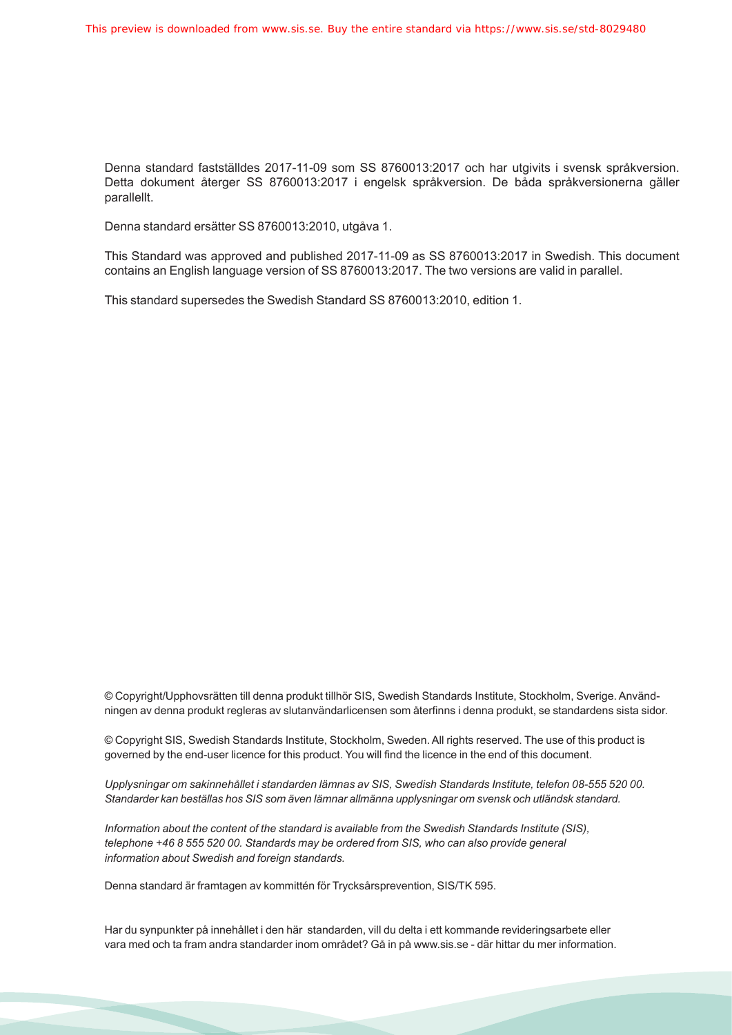Denna standard fastställdes 2017-11-09 som SS 8760013:2017 och har utgivits i svensk språkversion. Detta dokument återger SS 8760013:2017 i engelsk språkversion. De båda språkversionerna gäller parallellt.

Denna standard ersätter SS 8760013:2010, utgåva 1.

This Standard was approved and published 2017-11-09 as SS 8760013:2017 in Swedish. This document contains an English language version of SS 8760013:2017. The two versions are valid in parallel.

This standard supersedes the Swedish Standard SS 8760013:2010, edition 1.

© Copyright/Upphovsrätten till denna produkt tillhör SIS, Swedish Standards Institute, Stockholm, Sverige. Användningen av denna produkt regleras av slutanvändarlicensen som återfinns i denna produkt, se standardens sista sidor.

© Copyright SIS, Swedish Standards Institute, Stockholm, Sweden. All rights reserved. The use of this product is governed by the end-user licence for this product. You will find the licence in the end of this document.

*Upplysningar om sakinnehållet i standarden lämnas av SIS, Swedish Standards Institute, telefon 08-555 520 00. Standarder kan beställas hos SIS som även lämnar allmänna upplysningar om svensk och utländsk standard.*

*Information about the content of the standard is available from the Swedish Standards Institute (SIS), telephone +46 8 555 520 00. Standards may be ordered from SIS, who can also provide general information about Swedish and foreign standards.*

Denna standard är framtagen av kommittén för Trycksårsprevention, SIS/TK 595.

Har du synpunkter på innehållet i den här standarden, vill du delta i ett kommande revideringsarbete eller vara med och ta fram andra standarder inom området? Gå in på www.sis.se - där hittar du mer information.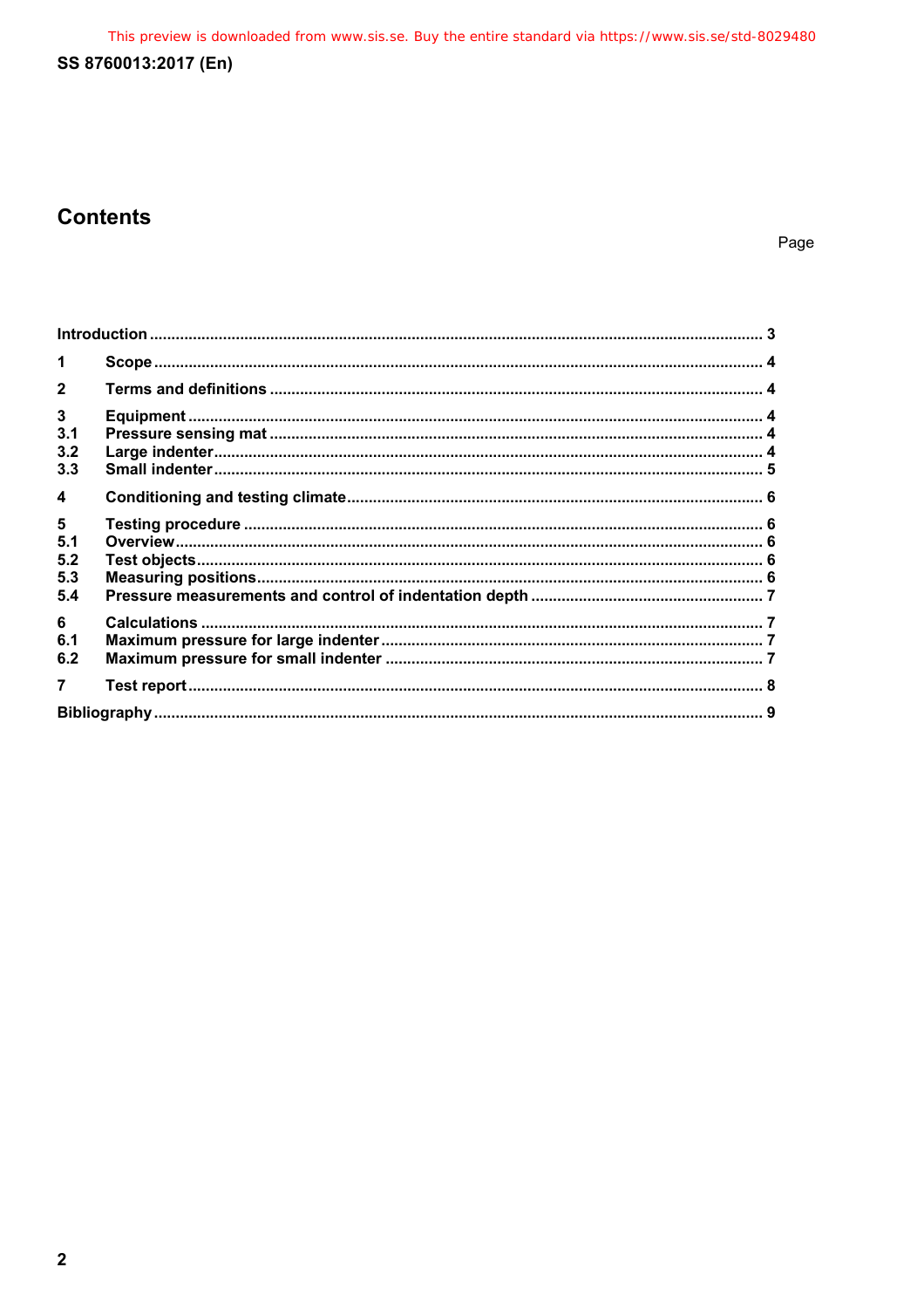# Contents

Page

| | | |
|---|---|---|
| Introduction | | 3 |
| 1 | Scope | 4 |
| 2 | Terms and definitions | 4 |
| 3 | Equipment | 4 |
| 3.1 | Pressure sensing mat | 4 |
| 3.2 | Large indenter | 4 |
| 3.3 | Small indenter | 5 |
| 4 | Conditioning and testing climate | 6 |
| 5 | Testing procedure | 6 |
| 5.1 | Overview | 6 |
| 5.2 | Test objects | 6 |
| 5.3 | Measuring positions | 6 |
| 5.4 | Pressure measurements and control of indentation depth | 7 |
| 6 | Calculations | 7 |
| 6.1 | Maximum pressure for large indenter | 7 |
| 6.2 | Maximum pressure for small indenter | 7 |
| 7 | Test report | 8 |
| Bibliography | | 9 |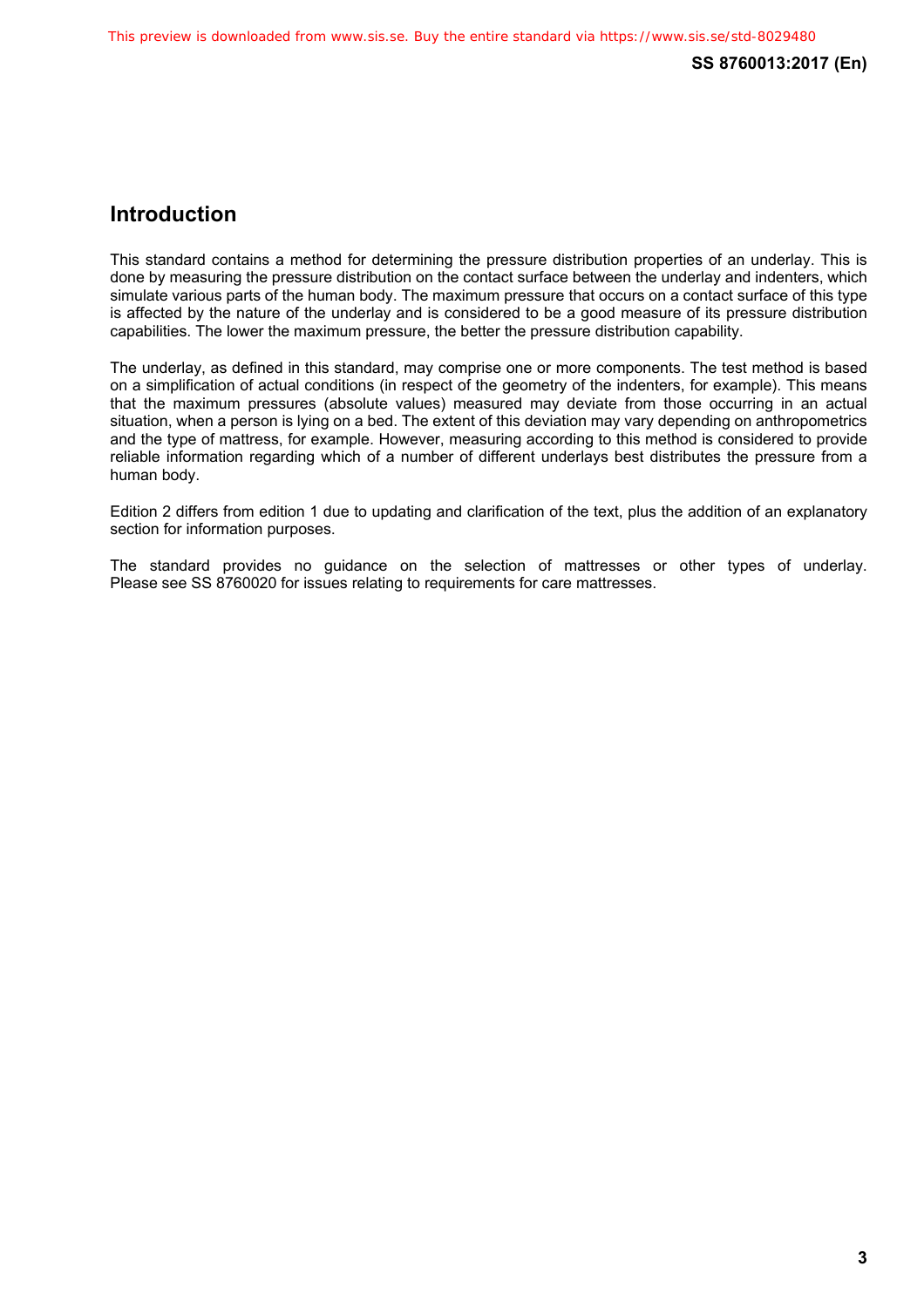## Introduction

This standard contains a method for determining the pressure distribution properties of an underlay. This is done by measuring the pressure distribution on the contact surface between the underlay and indenters, which simulate various parts of the human body. The maximum pressure that occurs on a contact surface of this type is affected by the nature of the underlay and is considered to be a good measure of its pressure distribution capabilities. The lower the maximum pressure, the better the pressure distribution capability.

The underlay, as defined in this standard, may comprise one or more components. The test method is based on a simplification of actual conditions (in respect of the geometry of the indenters, for example). This means that the maximum pressures (absolute values) measured may deviate from those occurring in an actual situation, when a person is lying on a bed. The extent of this deviation may vary depending on anthropometrics and the type of mattress, for example. However, measuring according to this method is considered to provide reliable information regarding which of a number of different underlays best distributes the pressure from a human body.

Edition 2 differs from edition 1 due to updating and clarification of the text, plus the addition of an explanatory section for information purposes.

The standard provides no guidance on the selection of mattresses or other types of underlay. Please see SS 8760020 for issues relating to requirements for care mattresses.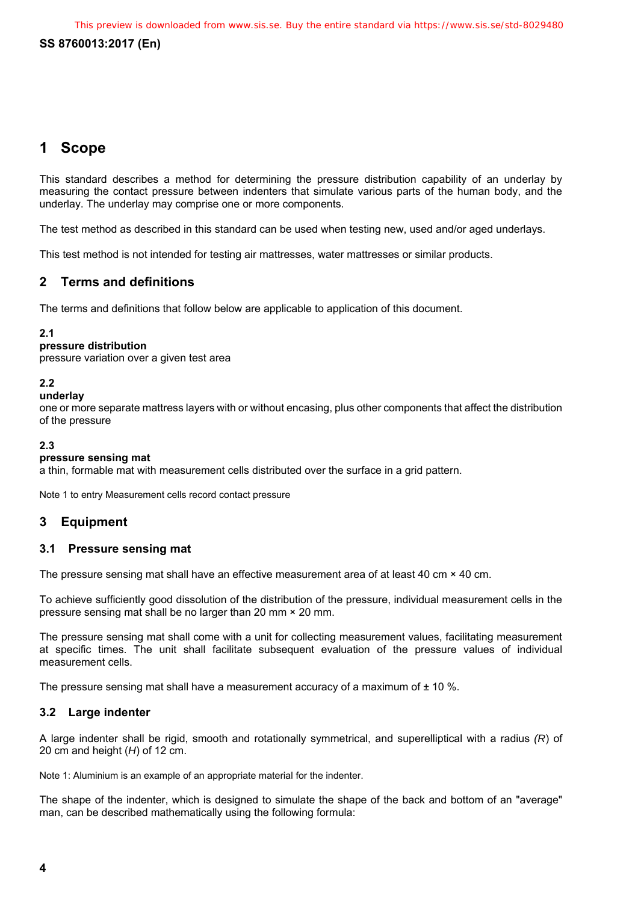# 1 Scope

This standard describes a method for determining the pressure distribution capability of an underlay by measuring the contact pressure between indenters that simulate various parts of the human body, and the underlay. The underlay may comprise one or more components.

The test method as described in this standard can be used when testing new, used and/or aged underlays.

This test method is not intended for testing air mattresses, water mattresses or similar products.

# 2 Terms and definitions

The terms and definitions that follow below are applicable to application of this document.

**2.1**
**pressure distribution**
pressure variation over a given test area

**2.2**
**underlay**
one or more separate mattress layers with or without encasing, plus other components that affect the distribution of the pressure

**2.3**
**pressure sensing mat**
a thin, formable mat with measurement cells distributed over the surface in a grid pattern.

Note 1 to entry Measurement cells record contact pressure

# 3 Equipment

## 3.1 Pressure sensing mat

The pressure sensing mat shall have an effective measurement area of at least 40 cm × 40 cm.

To achieve sufficiently good dissolution of the distribution of the pressure, individual measurement cells in the pressure sensing mat shall be no larger than 20 mm × 20 mm.

The pressure sensing mat shall come with a unit for collecting measurement values, facilitating measurement at specific times. The unit shall facilitate subsequent evaluation of the pressure values of individual measurement cells.

The pressure sensing mat shall have a measurement accuracy of a maximum of ± 10 %.

## 3.2 Large indenter

A large indenter shall be rigid, smooth and rotationally symmetrical, and superelliptical with a radius *(R)* of 20 cm and height (*H*) of 12 cm.

Note 1: Aluminium is an example of an appropriate material for the indenter.

The shape of the indenter, which is designed to simulate the shape of the back and bottom of an "average" man, can be described mathematically using the following formula: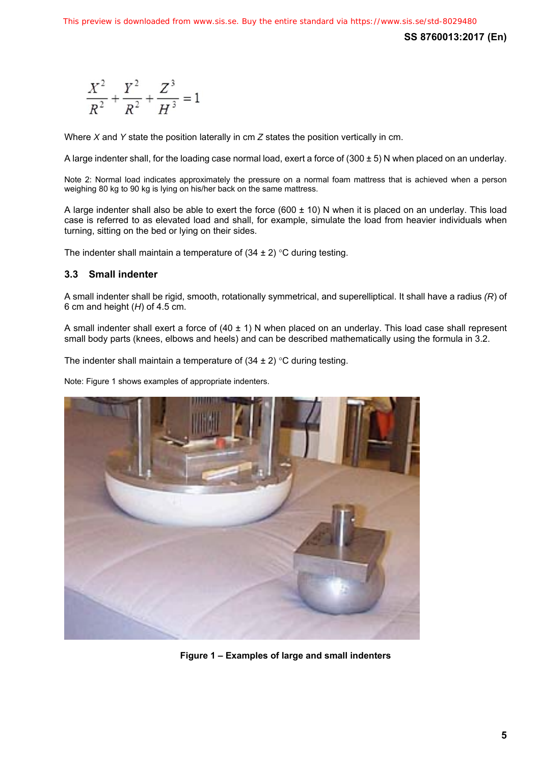$$\frac{X^2}{R^2} + \frac{Y^2}{R^2} + \frac{Z^3}{H^3} = 1$$

Where *X* and *Y* state the position laterally in cm *Z* states the position vertically in cm.

A large indenter shall, for the loading case normal load, exert a force of (300 ± 5) N when placed on an underlay.

Note 2: Normal load indicates approximately the pressure on a normal foam mattress that is achieved when a person weighing 80 kg to 90 kg is lying on his/her back on the same mattress.

A large indenter shall also be able to exert the force (600 ± 10) N when it is placed on an underlay. This load case is referred to as elevated load and shall, for example, simulate the load from heavier individuals when turning, sitting on the bed or lying on their sides.

The indenter shall maintain a temperature of (34 ± 2) °C during testing.

### 3.3 Small indenter

A small indenter shall be rigid, smooth, rotationally symmetrical, and superelliptical. It shall have a radius *(R)* of 6 cm and height (*H*) of 4.5 cm.

A small indenter shall exert a force of (40 ± 1) N when placed on an underlay. This load case shall represent small body parts (knees, elbows and heels) and can be described mathematically using the formula in 3.2.

The indenter shall maintain a temperature of (34 ± 2) °C during testing.

Note: Figure 1 shows examples of appropriate indenters.

**Figure 1 – Examples of large and small indenters**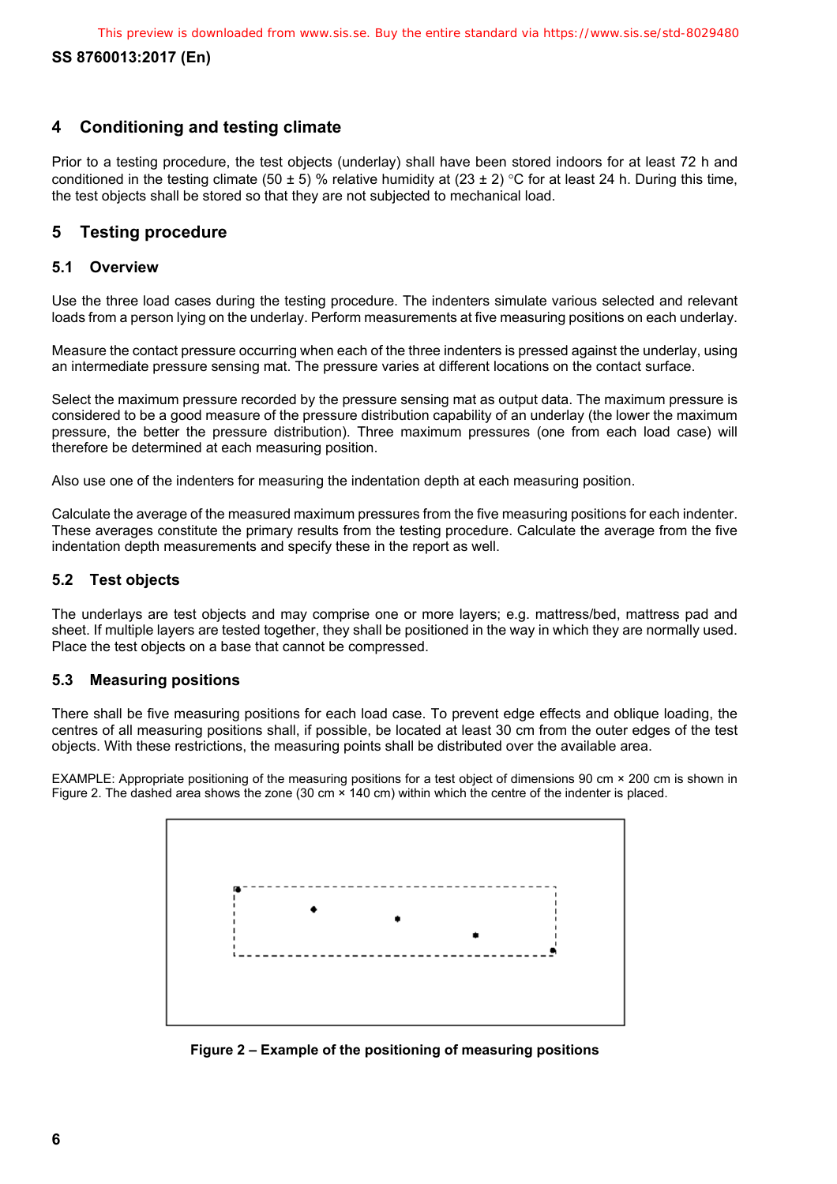## 4 Conditioning and testing climate

Prior to a testing procedure, the test objects (underlay) shall have been stored indoors for at least 72 h and conditioned in the testing climate (50 ± 5) % relative humidity at (23 ± 2) °C for at least 24 h. During this time, the test objects shall be stored so that they are not subjected to mechanical load.

## 5 Testing procedure

### 5.1 Overview

Use the three load cases during the testing procedure. The indenters simulate various selected and relevant loads from a person lying on the underlay. Perform measurements at five measuring positions on each underlay.

Measure the contact pressure occurring when each of the three indenters is pressed against the underlay, using an intermediate pressure sensing mat. The pressure varies at different locations on the contact surface.

Select the maximum pressure recorded by the pressure sensing mat as output data. The maximum pressure is considered to be a good measure of the pressure distribution capability of an underlay (the lower the maximum pressure, the better the pressure distribution). Three maximum pressures (one from each load case) will therefore be determined at each measuring position.

Also use one of the indenters for measuring the indentation depth at each measuring position.

Calculate the average of the measured maximum pressures from the five measuring positions for each indenter. These averages constitute the primary results from the testing procedure. Calculate the average from the five indentation depth measurements and specify these in the report as well.

### 5.2 Test objects

The underlays are test objects and may comprise one or more layers; e.g. mattress/bed, mattress pad and sheet. If multiple layers are tested together, they shall be positioned in the way in which they are normally used. Place the test objects on a base that cannot be compressed.

### 5.3 Measuring positions

There shall be five measuring positions for each load case. To prevent edge effects and oblique loading, the centres of all measuring positions shall, if possible, be located at least 30 cm from the outer edges of the test objects. With these restrictions, the measuring points shall be distributed over the available area.

EXAMPLE: Appropriate positioning of the measuring positions for a test object of dimensions 90 cm × 200 cm is shown in Figure 2. The dashed area shows the zone (30 cm × 140 cm) within which the centre of the indenter is placed.

**Figure 2 – Example of the positioning of measuring positions**